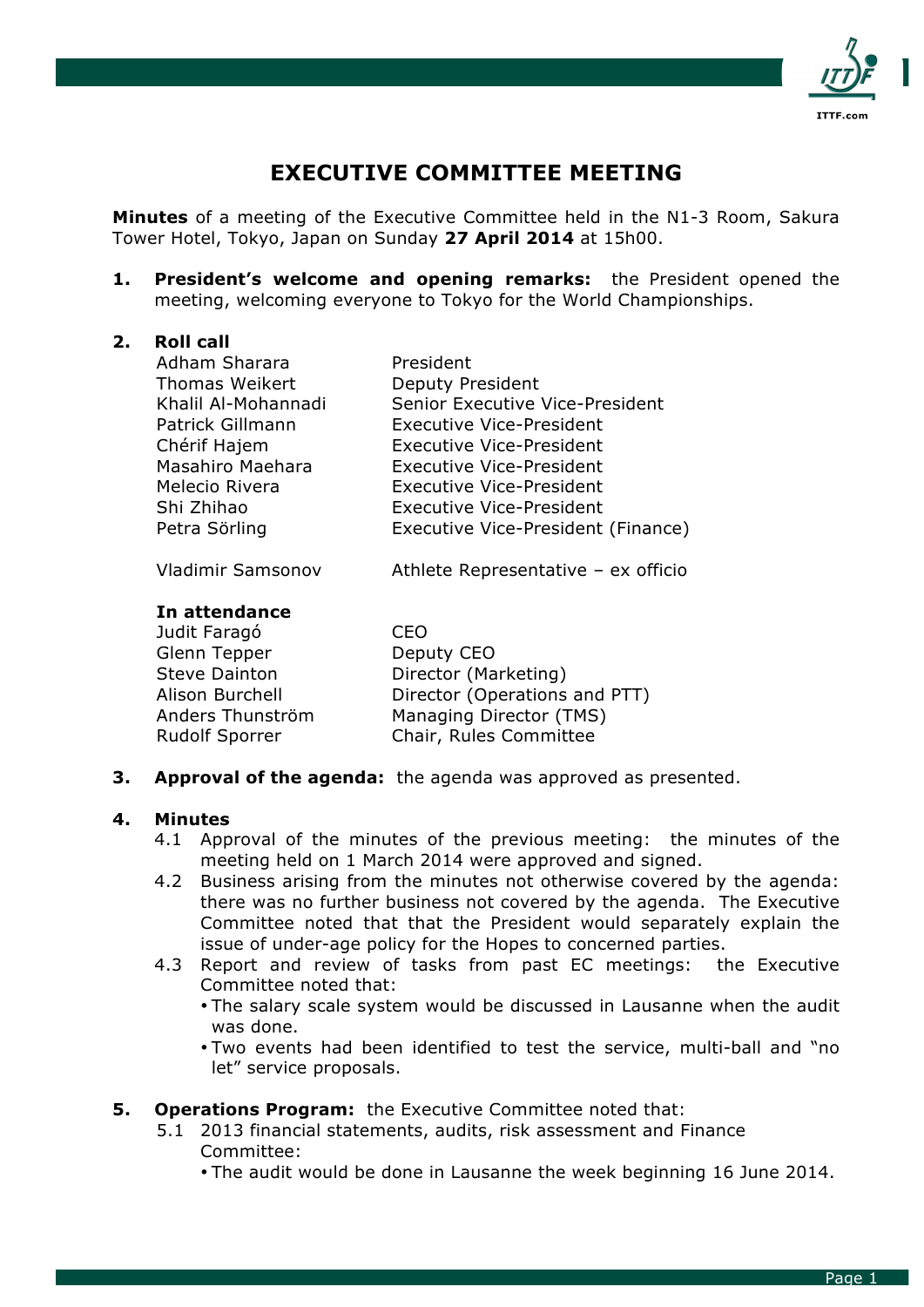# EXECUTIVE COMMITTEE MEETING

**Minutes** of a meeting of the Executive Committee held in the N1-3 Room, Sakura Tower Hotel, Tokyo, Japan on Sunday **27 April 2014** at 15h00.

**1. President's welcome and opening remarks:** the President opened the meeting, welcoming everyone to Tokyo for the World Championships.

**2. Roll call**

| | |
|---|---|
| Adham Sharara | President |
| Thomas Weikert | Deputy President |
| Khalil Al-Mohannadi | Senior Executive Vice-President |
| Patrick Gillmann | Executive Vice-President |
| Chérif Hajem | Executive Vice-President |
| Masahiro Maehara | Executive Vice-President |
| Melecio Rivera | Executive Vice-President |
| Shi Zhihao | Executive Vice-President |
| Petra Sörling | Executive Vice-President (Finance) |
| Vladimir Samsonov | Athlete Representative – ex officio |

**In attendance**

| | |
|---|---|
| Judit Faragó | CEO |
| Glenn Tepper | Deputy CEO |
| Steve Dainton | Director (Marketing) |
| Alison Burchell | Director (Operations and PTT) |
| Anders Thunström | Managing Director (TMS) |
| Rudolf Sporrer | Chair, Rules Committee |

**3. Approval of the agenda:** the agenda was approved as presented.

**4. Minutes**

4.1 Approval of the minutes of the previous meeting: the minutes of the meeting held on 1 March 2014 were approved and signed.

4.2 Business arising from the minutes not otherwise covered by the agenda: there was no further business not covered by the agenda. The Executive Committee noted that that the President would separately explain the issue of under-age policy for the Hopes to concerned parties.

4.3 Report and review of tasks from past EC meetings: the Executive Committee noted that:

- The salary scale system would be discussed in Lausanne when the audit was done.
- Two events had been identified to test the service, multi-ball and "no let" service proposals.

**5. Operations Program:** the Executive Committee noted that:

5.1 2013 financial statements, audits, risk assessment and Finance Committee:

- The audit would be done in Lausanne the week beginning 16 June 2014.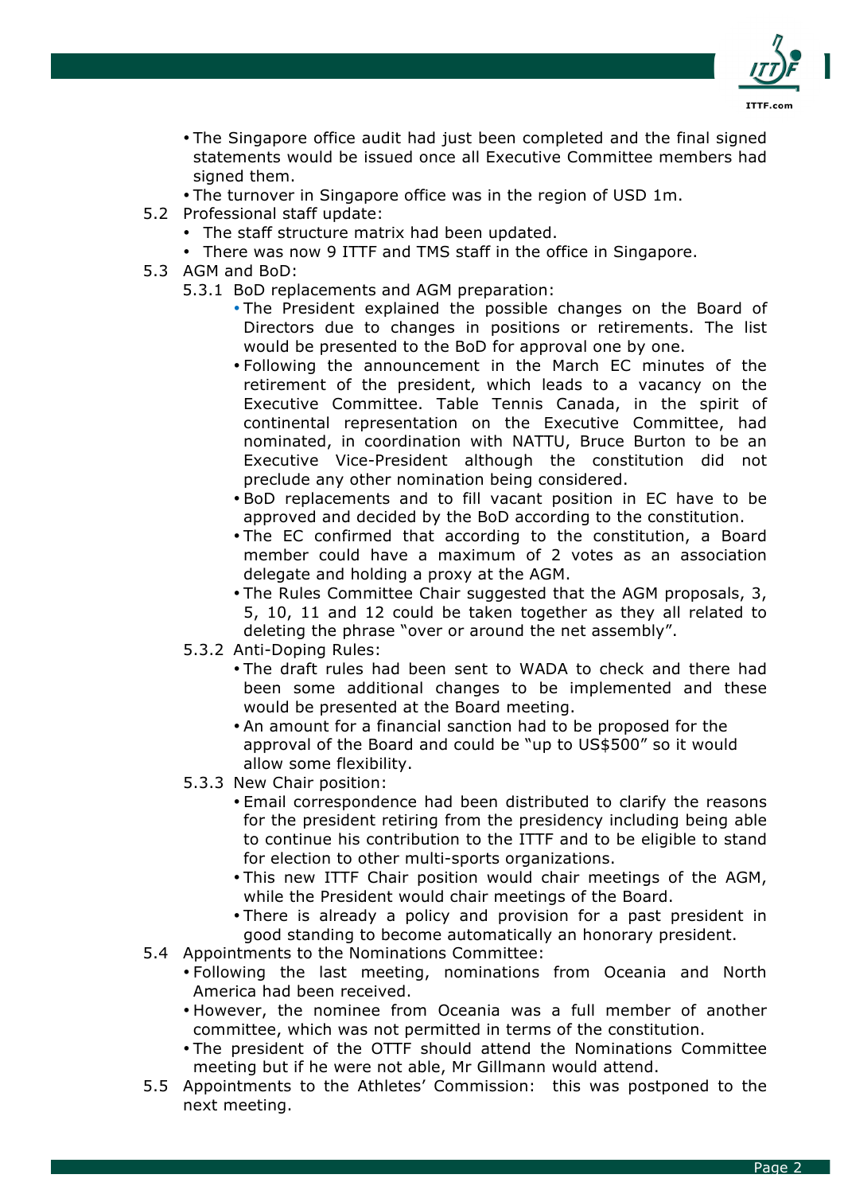- The Singapore office audit had just been completed and the final signed statements would be issued once all Executive Committee members had signed them.
- The turnover in Singapore office was in the region of USD 1m.

5.2 Professional staff update:

- The staff structure matrix had been updated.
- There was now 9 ITTF and TMS staff in the office in Singapore.

5.3 AGM and BoD:

5.3.1 BoD replacements and AGM preparation:

- The President explained the possible changes on the Board of Directors due to changes in positions or retirements. The list would be presented to the BoD for approval one by one.
- Following the announcement in the March EC minutes of the retirement of the president, which leads to a vacancy on the Executive Committee. Table Tennis Canada, in the spirit of continental representation on the Executive Committee, had nominated, in coordination with NATTU, Bruce Burton to be an Executive Vice-President although the constitution did not preclude any other nomination being considered.
- BoD replacements and to fill vacant position in EC have to be approved and decided by the BoD according to the constitution.
- The EC confirmed that according to the constitution, a Board member could have a maximum of 2 votes as an association delegate and holding a proxy at the AGM.
- The Rules Committee Chair suggested that the AGM proposals, 3, 5, 10, 11 and 12 could be taken together as they all related to deleting the phrase "over or around the net assembly".

5.3.2 Anti-Doping Rules:

- The draft rules had been sent to WADA to check and there had been some additional changes to be implemented and these would be presented at the Board meeting.
- An amount for a financial sanction had to be proposed for the approval of the Board and could be "up to US$500" so it would allow some flexibility.

5.3.3 New Chair position:

- Email correspondence had been distributed to clarify the reasons for the president retiring from the presidency including being able to continue his contribution to the ITTF and to be eligible to stand for election to other multi-sports organizations.
- This new ITTF Chair position would chair meetings of the AGM, while the President would chair meetings of the Board.
- There is already a policy and provision for a past president in good standing to become automatically an honorary president.

5.4 Appointments to the Nominations Committee:

- Following the last meeting, nominations from Oceania and North America had been received.
- However, the nominee from Oceania was a full member of another committee, which was not permitted in terms of the constitution.
- The president of the OTTF should attend the Nominations Committee meeting but if he were not able, Mr Gillmann would attend.

5.5 Appointments to the Athletes' Commission: this was postponed to the next meeting.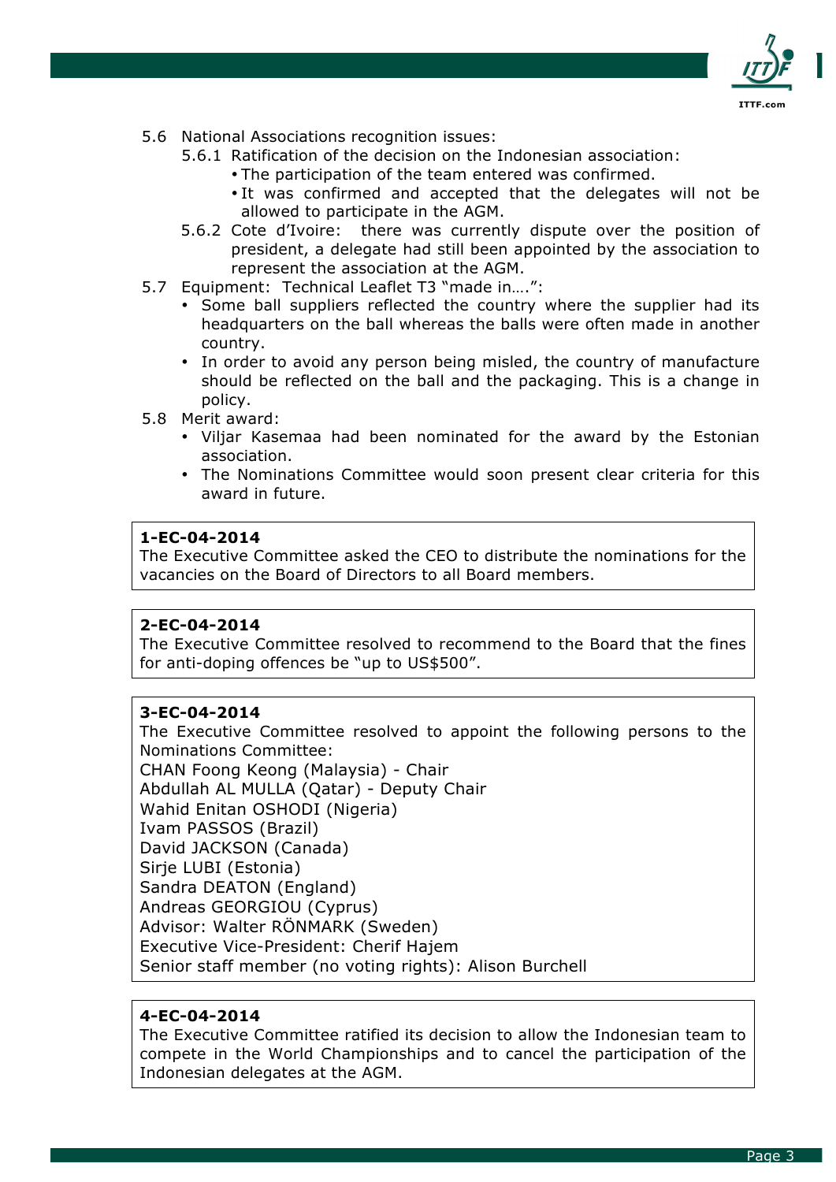5.6 National Associations recognition issues:

- 5.6.1 Ratification of the decision on the Indonesian association:
  - The participation of the team entered was confirmed.
  - It was confirmed and accepted that the delegates will not be allowed to participate in the AGM.
- 5.6.2 Cote d'Ivoire: there was currently dispute over the position of president, a delegate had still been appointed by the association to represent the association at the AGM.

5.7 Equipment: Technical Leaflet T3 "made in….":

- Some ball suppliers reflected the country where the supplier had its headquarters on the ball whereas the balls were often made in another country.
- In order to avoid any person being misled, the country of manufacture should be reflected on the ball and the packaging. This is a change in policy.

5.8 Merit award:

- Viljar Kasemaa had been nominated for the award by the Estonian association.
- The Nominations Committee would soon present clear criteria for this award in future.

**1-EC-04-2014**
The Executive Committee asked the CEO to distribute the nominations for the vacancies on the Board of Directors to all Board members.

**2-EC-04-2014**
The Executive Committee resolved to recommend to the Board that the fines for anti-doping offences be "up to US$500".

**3-EC-04-2014**
The Executive Committee resolved to appoint the following persons to the Nominations Committee:
CHAN Foong Keong (Malaysia) - Chair
Abdullah AL MULLA (Qatar) - Deputy Chair
Wahid Enitan OSHODI (Nigeria)
Ivam PASSOS (Brazil)
David JACKSON (Canada)
Sirje LUBI (Estonia)
Sandra DEATON (England)
Andreas GEORGIOU (Cyprus)
Advisor: Walter RÖNMARK (Sweden)
Executive Vice-President: Cherif Hajem
Senior staff member (no voting rights): Alison Burchell

**4-EC-04-2014**
The Executive Committee ratified its decision to allow the Indonesian team to compete in the World Championships and to cancel the participation of the Indonesian delegates at the AGM.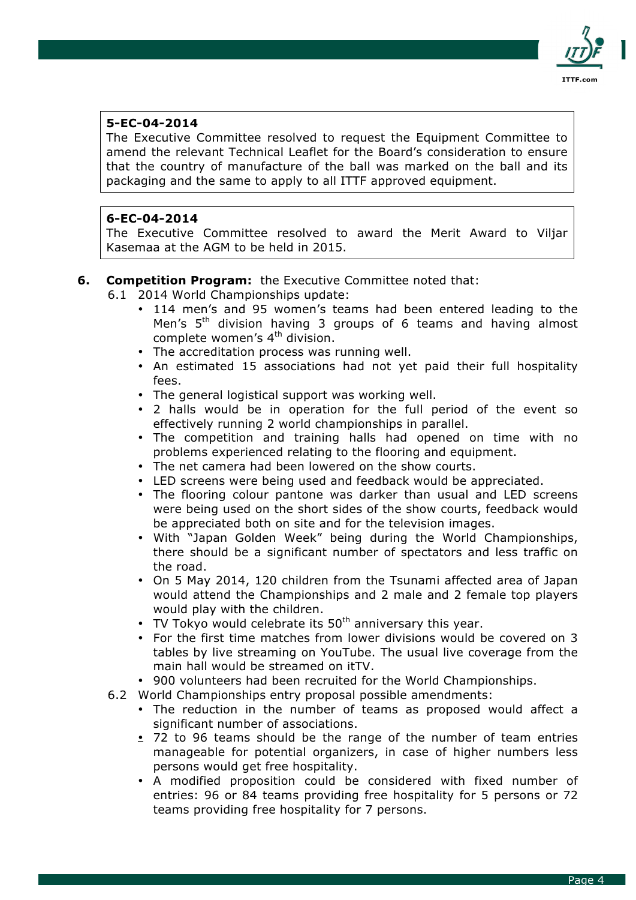**5-EC-04-2014**
The Executive Committee resolved to request the Equipment Committee to amend the relevant Technical Leaflet for the Board's consideration to ensure that the country of manufacture of the ball was marked on the ball and its packaging and the same to apply to all ITTF approved equipment.

**6-EC-04-2014**
The Executive Committee resolved to award the Merit Award to Viljar Kasemaa at the AGM to be held in 2015.

6. **Competition Program:** the Executive Committee noted that:

6.1 2014 World Championships update:

- 114 men's and 95 women's teams had been entered leading to the Men's 5th division having 3 groups of 6 teams and having almost complete women's 4th division.
- The accreditation process was running well.
- An estimated 15 associations had not yet paid their full hospitality fees.
- The general logistical support was working well.
- 2 halls would be in operation for the full period of the event so effectively running 2 world championships in parallel.
- The competition and training halls had opened on time with no problems experienced relating to the flooring and equipment.
- The net camera had been lowered on the show courts.
- LED screens were being used and feedback would be appreciated.
- The flooring colour pantone was darker than usual and LED screens were being used on the short sides of the show courts, feedback would be appreciated both on site and for the television images.
- With "Japan Golden Week" being during the World Championships, there should be a significant number of spectators and less traffic on the road.
- On 5 May 2014, 120 children from the Tsunami affected area of Japan would attend the Championships and 2 male and 2 female top players would play with the children.
- TV Tokyo would celebrate its 50th anniversary this year.
- For the first time matches from lower divisions would be covered on 3 tables by live streaming on YouTube. The usual live coverage from the main hall would be streamed on itTV.
- 900 volunteers had been recruited for the World Championships.

6.2 World Championships entry proposal possible amendments:

- The reduction in the number of teams as proposed would affect a significant number of associations.
- 72 to 96 teams should be the range of the number of team entries manageable for potential organizers, in case of higher numbers less persons would get free hospitality.
- A modified proposition could be considered with fixed number of entries: 96 or 84 teams providing free hospitality for 5 persons or 72 teams providing free hospitality for 7 persons.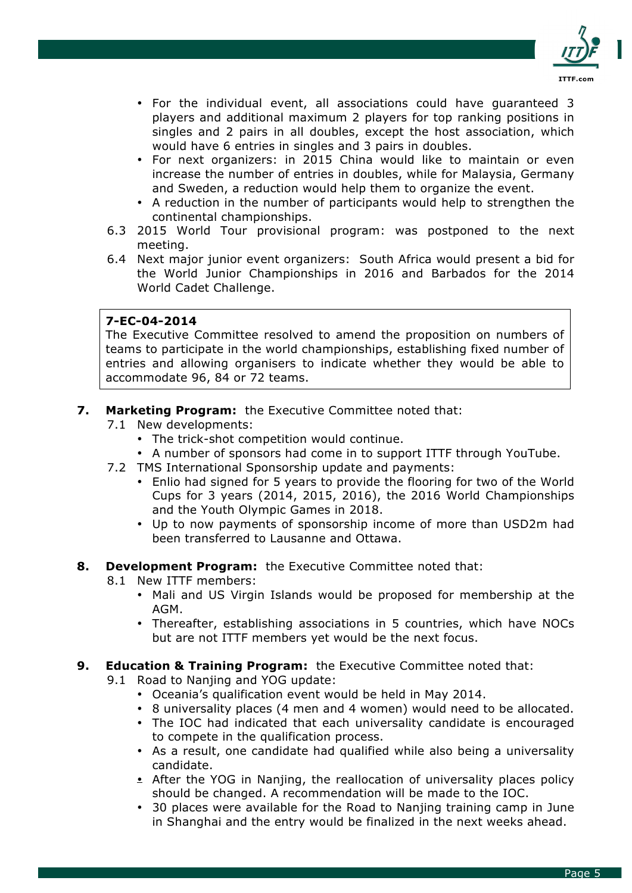- For the individual event, all associations could have guaranteed 3 players and additional maximum 2 players for top ranking positions in singles and 2 pairs in all doubles, except the host association, which would have 6 entries in singles and 3 pairs in doubles.
- For next organizers: in 2015 China would like to maintain or even increase the number of entries in doubles, while for Malaysia, Germany and Sweden, a reduction would help them to organize the event.
- A reduction in the number of participants would help to strengthen the continental championships.

6.3 2015 World Tour provisional program: was postponed to the next meeting.

6.4 Next major junior event organizers: South Africa would present a bid for the World Junior Championships in 2016 and Barbados for the 2014 World Cadet Challenge.

> **7-EC-04-2014**
> The Executive Committee resolved to amend the proposition on numbers of teams to participate in the world championships, establishing fixed number of entries and allowing organisers to indicate whether they would be able to accommodate 96, 84 or 72 teams.

**7. Marketing Program:** the Executive Committee noted that:

7.1 New developments:
- The trick-shot competition would continue.
- A number of sponsors had come in to support ITTF through YouTube.

7.2 TMS International Sponsorship update and payments:
- Enlio had signed for 5 years to provide the flooring for two of the World Cups for 3 years (2014, 2015, 2016), the 2016 World Championships and the Youth Olympic Games in 2018.
- Up to now payments of sponsorship income of more than USD2m had been transferred to Lausanne and Ottawa.

**8. Development Program:** the Executive Committee noted that:

8.1 New ITTF members:
- Mali and US Virgin Islands would be proposed for membership at the AGM.
- Thereafter, establishing associations in 5 countries, which have NOCs but are not ITTF members yet would be the next focus.

**9. Education & Training Program:** the Executive Committee noted that:

9.1 Road to Nanjing and YOG update:
- Oceania's qualification event would be held in May 2014.
- 8 universality places (4 men and 4 women) would need to be allocated.
- The IOC had indicated that each universality candidate is encouraged to compete in the qualification process.
- As a result, one candidate had qualified while also being a universality candidate.
- After the YOG in Nanjing, the reallocation of universality places policy should be changed. A recommendation will be made to the IOC.
- 30 places were available for the Road to Nanjing training camp in June in Shanghai and the entry would be finalized in the next weeks ahead.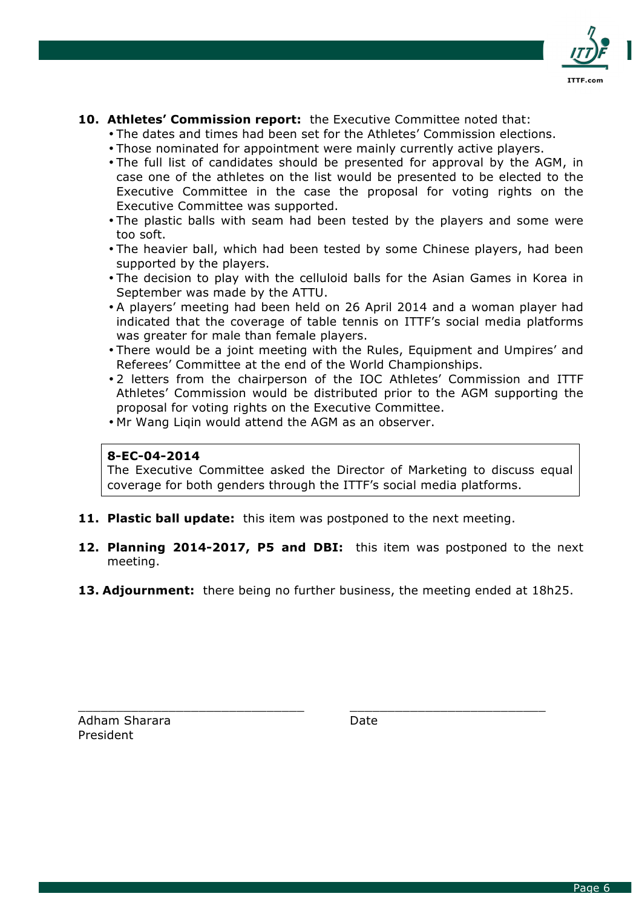10. **Athletes' Commission report:** the Executive Committee noted that:
    - The dates and times had been set for the Athletes' Commission elections.
    - Those nominated for appointment were mainly currently active players.
    - The full list of candidates should be presented for approval by the AGM, in case one of the athletes on the list would be presented to be elected to the Executive Committee in the case the proposal for voting rights on the Executive Committee was supported.
    - The plastic balls with seam had been tested by the players and some were too soft.
    - The heavier ball, which had been tested by some Chinese players, had been supported by the players.
    - The decision to play with the celluloid balls for the Asian Games in Korea in September was made by the ATTU.
    - A players' meeting had been held on 26 April 2014 and a woman player had indicated that the coverage of table tennis on ITTF's social media platforms was greater for male than female players.
    - There would be a joint meeting with the Rules, Equipment and Umpires' and Referees' Committee at the end of the World Championships.
    - 2 letters from the chairperson of the IOC Athletes' Commission and ITTF Athletes' Commission would be distributed prior to the AGM supporting the proposal for voting rights on the Executive Committee.
    - Mr Wang Liqin would attend the AGM as an observer.

> **8-EC-04-2014**
> The Executive Committee asked the Director of Marketing to discuss equal coverage for both genders through the ITTF's social media platforms.

11. **Plastic ball update:** this item was postponed to the next meeting.

12. **Planning 2014-2017, P5 and DBI:** this item was postponed to the next meeting.

13. **Adjournment:** there being no further business, the meeting ended at 18h25.

| | |
|---|---|
| \_\_\_\_\_\_\_\_\_\_\_\_\_\_\_\_\_\_\_\_\_\_\_\_\_\_\_\_\_\_ | \_\_\_\_\_\_\_\_\_\_\_\_\_\_\_\_\_\_\_\_\_\_\_\_\_\_ |
| Adham Sharara<br>President | Date |